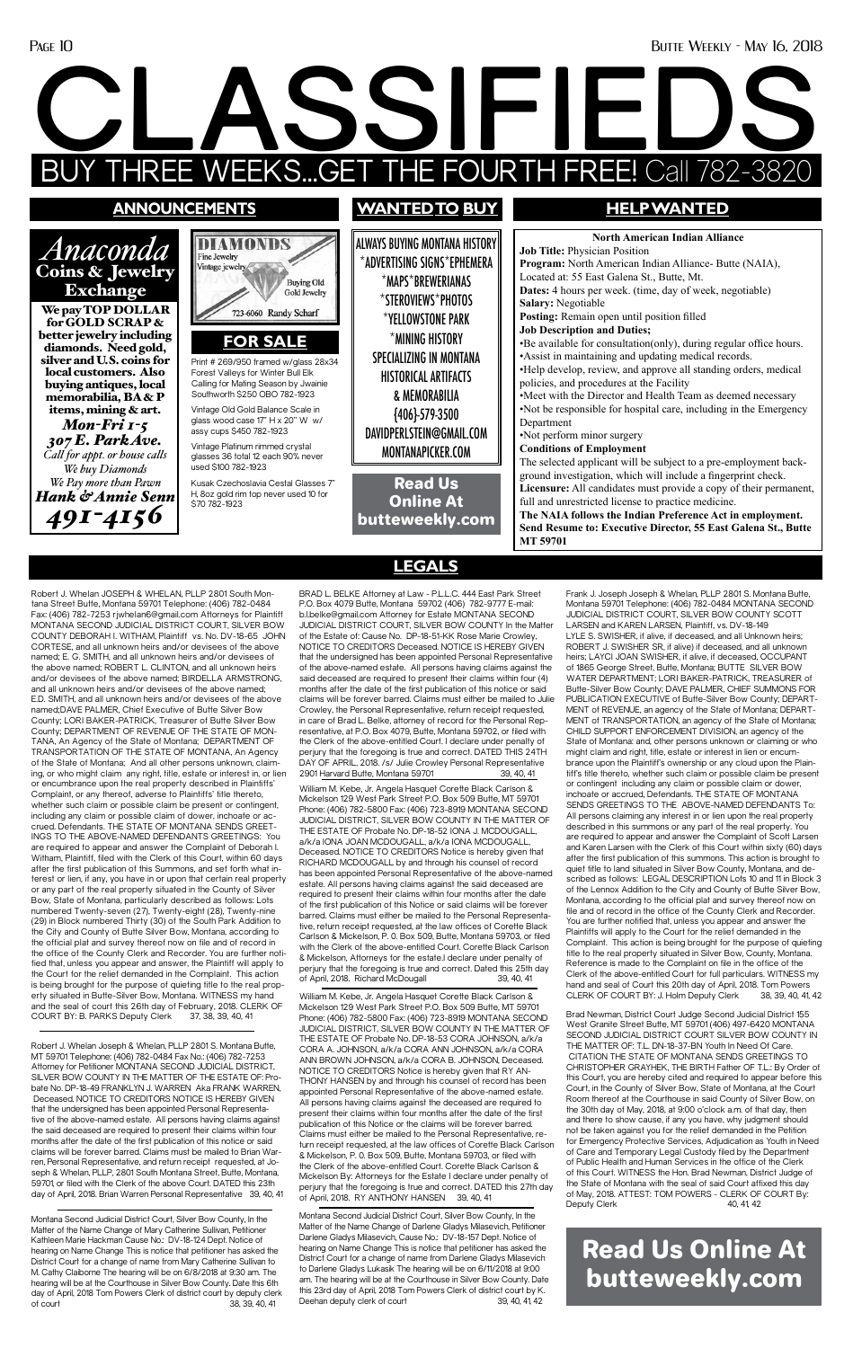# CLASSIFIEDS

## BUY THREE WEEKS...GET THE FOURTH FREE! Call 782-3820

## ANNOUNCEMENTS

**Anaconda Coins & Jewelry Exchange**

**We pay TOP DOLLAR for GOLD SCRAP & better jewelry including diamonds. Need gold, silver and U.S. coins for local customers. Also buying antiques, local memorabilia, BA & P items, mining & art.**

*Mon-Fri 1-5*
*307 E. Park Ave.*
*Call for appt. or house calls*
*We buy Diamonds*
*We Pay more than Pawn*
*Hank & Annie Senn*
*491-4156*

**DIAMONDS**
Fine Jewelry
Vintage jewelry
Buying Old Gold Jewelry
723-6060 Randy Scharf

## FOR SALE

Print # 269/950 framed w/glass 28x34 Forest Valleys for Winter Bull Elk Calling for Mating Season by Jwainie Southworth $250 OBO 782-1923

Vintage Old Gold Balance Scale in glass wood case 17" H x 20" W w/ assy cups $450 782-1923

Vintage Platinum rimmed crystal glasses 36 total 12 each 90% never used $100 782-1923

Kusak Czechoslavia Cestal Glasses 7" H, 8oz gold rim top never used 10 for $70 782-1923

## WANTED TO BUY

ALWAYS BUYING MONTANA HISTORY
*ADVERTISING SIGNS*EPHEMERA
*MAPS*BREWERIANAS
*STEROVIEWS*PHOTOS
*YELLOWSTONE PARK
*MINING HISTORY
SPECIALIZING IN MONTANA
HISTORIC ARTIFACTS
& MEMORABILIA
(406)-579-3500
DAVIDPERLSTEIN@GMAIL.COM
MONTANAPICKER.COM

**Read Us Online At butteweekly.com**

## HELP WANTED

**North American Indian Alliance**

**Job Title:** Physician Position
**Program:** North American Indian Alliance- Butte (NAIA), Located at: 55 East Galena St., Butte, Mt.
**Dates:** 4 hours per week. (time, day of week, negotiable)
**Salary:** Negotiable
**Posting:** Remain open until position filled
**Job Description and Duties;**
•Be available for consultation(only), during regular office hours.
•Assist in maintaining and updating medical records.
•Help develop, review, and approve all standing orders, medical policies, and procedures at the Facility
•Meet with the Director and Health Team as deemed necessary
•Not be responsible for hospital care, including in the Emergency Department
•Not perform minor surgery
**Conditions of Employment**
The selected applicant will be subject to a pre-employment background investigation, which will include a fingerprint check.
**Licensure:** All candidates must provide a copy of their permanent, full and unrestricted license to practice medicine.
**The NAIA follows the Indian Preference Act in employment. Send Resume to: Executive Director, 55 East Galena St., Butte MT 59701**

## LEGALS

Robert J. Whelan JOSEPH & WHELAN, PLLP 2801 South Montana Street Butte, Montana 59701 Telephone: (406) 782-0484 Fax: (406) 782-7253 rjwhelan6@gmail.com Attorneys for Plaintiff MONTANA SECOND JUDICIAL DISTRICT COURT, SILVER BOW COUNTY DEBORAH I. WITHAM, Plaintiff vs. No. DV-18-65 JOHN CORTESE, and all unknown heirs and/or devisees of the above named; E. G. SMITH, and all unknown heirs and/or devisees of the above named; ROBERT L. CLINTON, and all unknown heirs and/or devisees of the above named; BIRDELLA ARMSTRONG, and all unknown heirs and/or devisees of the above named; E.D. SMITH, and all unknown heirs and/or devisees of the above named;DAVE PALMER, Chief Executive of Butte Silver Bow County; LORI BAKER-PATRICK, Treasurer of Butte Silver Bow County; DEPARTMENT OF REVENUE OF THE STATE OF MONTANA, An Agency of the State of Montana; DEPARTMENT OF TRANSPORTATION OF THE STATE OF MONTANA, An Agency of the State of Montana; And all other persons unknown, claiming, or who might claim any right, title, estate or interest in, or lien or encumbrance upon the real property described in Plaintiffs' Complaint, or any thereof, adverse to Plaintiffs' title thereto, whether such claim or possible claim be present or contingent, including any claim or possible claim of dower, inchoate or accrued. Defendants. THE STATE OF MONTANA SENDS GREETINGS TO THE ABOVE-NAMED DEFENDANTS GREETINGS: You are required to appear and answer the Complaint of Deborah I. Witham, Plaintiff, filed with the Clerk of this Court, within 60 days after the first publication of this Summons, and set forth what interest or lien, if any, you have in or upon that certain real property or any part of the real property situated in the County of Silver Bow, State of Montana, particularly described as follows: Lots numbered Twenty-seven (27), Twenty-eight (28), Twenty-nine (29) in Block numbered Thirty (30) of the South Park Addition to the City and County of Butte Silver Bow, Montana, according to the official plat and survey thereof now on file and of record in the office of the County Clerk and Recorder. You are further notified that, unless you appear and answer, the Plaintiff will apply to the Court for the relief demanded in the Complaint. This action is being brought for the purpose of quieting title to the real property situated in Butte-Silver Bow, Montana. WITNESS my hand and the seal of court this 26th day of February, 2018. CLERK OF COURT BY: B. PARKS Deputy Clerk 37, 38, 39, 40, 41

---

Robert J. Whelan Joseph & Whelan, PLLP 2801 S. Montana Butte, MT 59701 Telephone: (406) 782-0484 Fax No.: (406) 782-7253 Attorney for Petitioner MONTANA SECOND JUDICIAL DISTRICT, SILVER BOW COUNTY IN THE MATTER OF THE ESTATE OF: Probate No. DP-18-49 FRANKLYN J. WARREN Aka FRANK WARREN, Deceased. NOTICE TO CREDITORS NOTICE IS HEREBY GIVEN that the undersigned has been appointed Personal Representative of the above-named estate. All persons having claims against the said deceased are required to present their claims within four months after the date of the first publication of this notice or said claims will be forever barred. Claims must either be mailed to Brian Warren, Personal Representative, and return receipt requested, at Joseph & Whelan, PLLP, 2801 South Montana Street, Butte, Montana, 59701, or filed with the Clerk of the above Court. DATED this 23th day of April, 2018. Brian Warren Personal Representative 39, 40, 41

---

Montana Second Judicial District Court, Silver Bow County, In the Matter of the Name Change of Mary Catherine Sullivan, Petitioner Kathleen Marie Hackman Cause No.: DV-18-124 Dept. Notice of hearing on Name Change This is notice that petitioner has asked the District Court for a change of name from Mary Catherine Sullivan to M. Cathy Claiborne The hearing will be on 6/8/2018 at 9:30 am. The hearing will be at the Courthouse in Silver Bow County. Date this 6th day of April, 2018 Tom Powers Clerk of district court by deputy clerk of court 38, 39, 40, 41

---

BRAD L. BELKE Attorney at Law - P.L.L.C. 444 East Park Street P.O. Box 4079 Butte, Montana 59702 (406) 782-9777 E-mail: b.l.belke@gmail.com Attorney for Estate MONTANA SECOND JUDICIAL DISTRICT COURT, SILVER BOW COUNTY In the Matter of the Estate of: Cause No. DP-18-51-KK Rose Marie Crowley, NOTICE TO CREDITORS Deceased. NOTICE IS HEREBY GIVEN that the undersigned has been appointed Personal Representative of the above-named estate. All persons having claims against the said deceased are required to present their claims within four (4) months after the date of the first publication of this notice or said claims will be forever barred. Claims must either be mailed to Julie Crowley, the Personal Representative, return receipt requested, in care of Brad L. Belke, attorney of record for the Personal Representative, at P.O. Box 4079, Butte, Montana 59702, or filed with the Clerk of the above-entitled Court. I declare under penalty of perjury that the foregoing is true and correct. DATED THIS 24TH DAY OF APRIL, 2018. /s/ Julie Crowley Personal Representative 2901 Harvard Butte, Montana 59701 39, 40, 41

---

William M. Kebe, Jr. Angela Hasquet Corette Black Carlson & Mickelson 129 West Park Street P.O. Box 509 Butte, MT 59701 Phone: (406) 782-5800 Fax: (406) 723-8919 MONTANA SECOND JUDICIAL DISTRICT, SILVER BOW COUNTY IN THE MATTER OF THE ESTATE OF Probate No. DP-18-52 IONA J. MCDOUGALL, a/k/a IONA JOAN MCDOUGALL, a/k/a IONA MCDOUGALL, Deceased. NOTICE TO CREDITORS Notice is hereby given that RICHARD MCDOUGALL by and through his counsel of record has been appointed Personal Representative of the above-named estate. All persons having claims against the said deceased are required to present their claims within four months after the date of the first publication of this Notice or said claims will be forever barred. Claims must either be mailed to the Personal Representative, return receipt requested, at the law offices of Corette Black Carlson & Mickelson, P. O. Box 509, Butte, Montana 59703, or filed with the Clerk of the above-entitled Court. Corette Black Carlson & Mickelson, Attorneys for the estate.I declare under penalty of perjury that the foregoing is true and correct. Dated this 25th day of April, 2018. Richard McDougall 39, 40, 41

---

William M. Kebe, Jr. Angela Hasquet Corette Black Carlson & Mickelson 129 West Park Street P.O. Box 509 Butte, MT 59701 Phone: (406) 782-5800 Fax: (406) 723-8919 MONTANA SECOND JUDICIAL DISTRICT, SILVER BOW COUNTY IN THE MATTER OF THE ESTATE OF Probate No. DP-18-53 CORA JOHNSON, a/k/a CORA A. JOHNSON, a/k/a CORA ANN JOHNSON, a/k/a CORA ANN BROWN JOHNSON, a/k/a CORA B. JOHNSON, Deceased. NOTICE TO CREDITORS Notice is hereby given that RY ANTHONY HANSEN by and through his counsel of record has been appointed Personal Representative of the above-named estate. All persons having claims against the deceased are required to present their claims within four months after the date of the first publication of this Notice or the claims will be forever barred. Claims must either be mailed to the Personal Representative, return receipt requested, at the law offices of Corette Black Carlson & Mickelson, P. O. Box 509, Butte, Montana 59703, or filed with the Clerk of the above-entitled Court. Corette Black Carlson & Mickelson By: Attorneys for the Estate I declare under penalty of perjury that the foregoing is true and correct. Dated this 27th day of April, 2018. RY ANTHONY HANSEN 39, 40, 41

---

Montana Second Judicial District Court, Silver Bow County, In the Matter of the Name Change of Darlene Gladys Milasevich, Petitioner Darlene Gladys Milasevich, Cause No.: DV-18-157 Dept. Notice of hearing on Name Change This is notice that petitioner has asked the District Court for a change of name from Darlene Gladys Milasevich to Darlene Gladys Lukasik The hearing will be on 6/11/2018 at 9:00 am. The hearing will be at the Courthouse in Silver Bow County. Date this 23rd day of April, 2018 Tom Powers Clerk of district court by K. Deehan deputy clerk of court 39, 40, 41, 42

---

Frank J. Joseph Joseph & Whelan, PLLP 2801 S. Montana Butte, Montana 59701 Telephone: (406) 782-0484 MONTANA SECOND JUDICIAL DISTRICT COURT, SILVER BOW COUNTY SCOTT LARSEN and KAREN LARSEN, Plaintiff, vs. DV-18-149 LYLE S. SWISHER, if alive, if deceased, and all Unknown heirs; ROBERT J. SWISHER SR, if alive) if deceased, and all unknown heirs; LAYCI JOAN SWISHER, if alive, if deceased, OCCUPANT of 1865 George Street, Butte, Montana; BUTTE SILVER BOW WATER DEPARTMENT; LORI BAKER-PATRICK, TREASURER of Butte-Silver Bow County; DAVE PALMER, CHIEF SUMMONS FOR PUBLICATION EXECUTIVE of Butte-Silver Bow County; DEPARTMENT of REVENUE, an agency of the State of Montana; DEPARTMENT of TRANSPORTATION, an agency of the State of Montana; CHILD SUPPORT ENFORCEMENT DIVISION, an agency of the State of Montana; and, other persons unknown or claiming or who might claim and right, title, estate or interest in lien or encumbrance upon the Plaintiff's ownership or any cloud upon the Plaintiff's title thereto, whether such claim or possible claim be present or contingent including any claim or possible claim or dower, inchoate or accrued, Defendants. THE STATE OF MONTANA SENDS GREETINGS TO THE ABOVE-NAMED DEFENDANTS To: All persons claiming any interest in or lien upon the real property described in this summons or any part of the real property. You are required to appear and answer the Complaint of Scott Larsen and Karen Larsen with the Clerk of this Court within sixty (60) days after the first publication of this summons. This action is brought to quiet title to land situated in Silver Bow County, Montana, and described as follows: LEGAL DESCRIPTION Lots 10 and 11 in Block 3 of the Lennox Addition to the City and County of Butte Silver Bow, Montana, according to the official plat and survey thereof now on file and of record in the office of the County Clerk and Recorder. You are further notified that, unless you appear and answer the Plaintiffs will apply to the Court for the relief demanded in the Complaint. This action is being brought for the purpose of quieting title to the real property situated in Silver Bow, County, Montana. Reference is made to the Complaint on file in the office of the Clerk of the above-entitled Court for full particulars. WITNESS my hand and seal of Court this 20th day of April, 2018. Tom Powers CLERK OF COURT BY: J. Holm Deputy Clerk 38, 39, 40, 41, 42

---

Brad Newman, District Court Judge Second Judicial District 155 West Granite Street Butte, MT 59701 (406) 497-6420 MONTANA SECOND JUDICIAL DISTRICT COURT SILVER BOW COUNTY IN THE MATTER OF: T.L. DN-18-37-BN Youth In Need Of Care. CITATION THE STATE OF MONTANA SENDS GREETINGS TO CHRISTOPHER GRAYHEK, THE BIRTH Father OF T.L.: By Order of this Court, you are hereby cited and required to appear before this Court, in the County of Silver Bow, State of Montana, at the Court Room thereof at the Courthouse in said County of Silver Bow, on the 30th day of May, 2018, at 9:00 o'clock a.m. of that day, then and there to show cause, if any you have, why judgment should not be taken against you for the relief demanded in the Petition for Emergency Protective Services, Adjudication as Youth in Need of Care and Temporary Legal Custody filed by the Department of Public Health and Human Services in the office of the Clerk of this Court. WITNESS the Hon. Brad Newman, District Judge of the State of Montana with the seal of said Court affixed this day of May, 2018. ATTEST: TOM POWERS - CLERK OF COURT By: Deputy Clerk 40, 41, 42

**Read Us Online At butteweekly.com**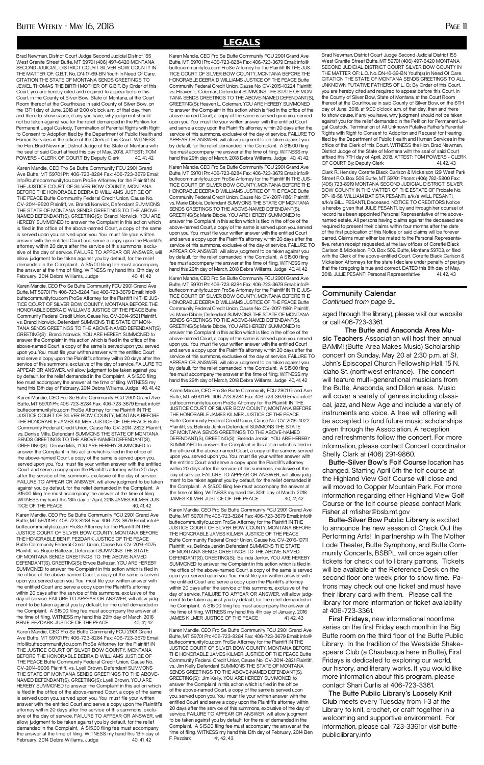# LEGALS

Brad Newman, District Court Judge Second Judicial District 155 West Granite Street Butte, MT 59701 (406) 497-6420 MONTANA SECOND JUDICIAL DISTRICT COURT SILVER BOW COUNTY IN THE MATTER OF: G.B.T. No. DN-17-69-BN Youth In Need Of Care. CITATION THE STATE OF MONTANA SENDS GREETINGS TO JEWEL THOMAS THE BIRTH MOTHER OF G.B.T. By Order of this Court, you are hereby cited and required to appear before this Court, in the County of Silver Bow, State of Montana, at the Court Room thereof at the Courthouse in said County of Silver Bow, on the 13TH day of June, 2018 at 9:00 o'clock a.m. of that day, then and there to show cause, if any you have, why judgment should not be taken against you for the relief demanded in the Petition for Permanent Legal Custody, Termination of Parental Rights with Right to Consent to Adoption filed by the Department of Public Health and Human Services in the office of the Clerk of this Court. WITNESS the Hon. Brad Newman, District Judge of the State of Montana with the seal of said Court affixed this day of May, 2018. ATTEST: TOM POWERS - CLERK OF COURT By Deputy Clerk 40, 41, 42

Karen Mandie, CEO Pro Se Butte Community FCU 2901 Grand Ave Butte, MT 59701 Ph: 406-723-8284 Fax: 406-723-3679 Email: info@buttecommunityfcu.com ProSe Attorney for the Plaintiff IN THE JUSTICE COURT OF SILVER BOW COUNTY, MONTANA BEFORE THE HONORABLE DEBRA D WILLIAMS JUSTICE OF THE PEACE Butte Community Federal Credit Union, Cause No. CV-2014-9520 Plaintiff, vs. Brandi Norwick, Defendant SUMMONS THE STATE OF MONTANA SENDS GREETINGS TO THE ABOVE-NAMED DEFENDANT(S), GREETING(S): Brandi Norwick, YOU ARE HEREBY SUMMONED to answer the Complaint in this action which is filed in the office of the above-named Court, a copy of the same is served upon you. served upon you. You must file your written answer with the entitled Court and serve a copy upon the Plaintiff's attorney within 20 days after the service of this summons, exclusive of the day of service. FAILURE TO APPEAR OR ANSWER, will allow judgment to be taken against you by default, for the relief demanded in the Complaint. A $15.00 filing fee must accompany the answer at the time of filing. WITNESS my hand this 13th day of February, 2014 Debra Williams, Judge 40, 41, 42

Karen Mandie, CEO Pro Se Butte Community FCU 2901 Grand Ave Butte, MT 59701 Ph: 406-723-8284 Fax: 406-723-3679 Email: info@buttecommunityfcu.com ProSe Attorney for the Plaintiff IN THE JUSTICE COURT OF SILVER BOW COUNTY, MONTANA BEFORE THE HONORABLE DEBRA D WILLIAMS JUSTICE OF THE PEACE Butte Community Federal Credit Union, Cause No. CV-2014-9521 Plaintiff, vs. Brandi Norwick, Defendant SUMMONS THE STATE OF MONTANA SENDS GREETINGS TO THE ABOVE-NAMED DEFENDANT(S), GREETING(S): Brandi Norwick, YOU ARE HEREBY SUMMONED to answer the Complaint in this action which is filed in the office of the above-named Court, a copy of the same is served upon you. served upon you. You must file your written answer with the entitled Court and serve a copy upon the Plaintiff's attorney within 20 days after the service of this summons, exclusive of the day of service. FAILURE TO APPEAR OR ANSWER, will allow judgment to be taken against you by default, for the relief demanded in the Complaint. A $15.00 filing fee must accompany the answer at the time of filing. WITNESS my hand this 13th day of February, 2014 Debra Williams, Judge 40, 41, 42

Karen Mandie, CEO Pro Se Butte Community FCU 2901 Grand Ave Butte, MT 59701 Ph: 406-723-8284 Fax: 406-723-3679 Email: info@buttecommunityfcu.com ProSe Attorney for the Plaintiff IN THE JUSTICE COURT OF SILVER BOW COUNTY, MONTANA BEFORE THE HONORABLE JAMES KILMER JUSTICE OF THE PEACE Butte Community Federal Credit Union, Cause No. CV-2014-2822 Plaintiff, vs. Denise Mills, Defendant SUMMONS THE STATE OF MONTANA SENDS GREETINGS TO THE ABOVE-NAMED DEFENDANT(S), GREETING(S): Denise Mills, YOU ARE HEREBY SUMMONED to answer the Complaint in this action which is filed in the office of the above-named Court, a copy of the same is served upon you. served upon you. You must file your written answer with the entitled Court and serve a copy upon the Plaintiff's attorney within 20 days after the service of this summons, exclusive of the day of service. FAILURE TO APPEAR OR ANSWER, will allow judgment to be taken against you by default, for the relief demanded in the Complaint. A $15.00 filing fee must accompany the answer at the time of filing. WITNESS my hand this 13th day of April, 2018 JAMES KILMER JUSTICE OF THE PEACE 40, 41, 42

Karen Mandie, CEO Pro Se Butte Community FCU 2901 Grand Ave Butte, MT 59701 Ph: 406-723-8284 Fax: 406-723-3679 Email: info@buttecommunityfcu.com ProSe Attorney for the Plaintiff IN THE JUSTICE COURT OF SILVER BOW COUNTY, MONTANA BEFORE THE HONORABLE BEN F. PEZDARK JUSTICE OF THE PEACE Butte Community Federal Credit Union, Cause No. CV-2016-4075 Plaintiff, vs. Bryce Baltezar, Defendant SUMMONS THE STATE OF MONTANA SENDS GREETINGS TO THE ABOVE-NAMED DEFENDANT(S), GREETING(S): Bryce Baltezar, YOU ARE HEREBY SUMMONED to answer the Complaint in this action which is filed in the office of the above-named Court, a copy of the same is served upon you. served upon you. You must file your written answer with the entitled Court and serve a copy upon the Plaintiff's attorney within 20 days after the service of this summons, exclusive of the day of service. FAILURE TO APPEAR OR ANSWER, will allow judgment to be taken against you by default, for the relief demanded in the Complaint. A $15.00 filing fee must accompany the answer at the time of filing. WITNESS my hand this 29th day of March, 2016 BEN F. PEZDARK JUSTICE OF THE PEACE 40, 41, 42

Karen Mandie, CEO Pro Se Butte Community FCU 2901 Grand Ave Butte, MT 59701 Ph: 406-723-8284 Fax: 406-723-3679 Email: info@buttecommunityfcu.com ProSe Attorney for the Plaintiff IN THE JUSTICE COURT OF SILVER BOW COUNTY, MONTANA BEFORE THE HONORABLE DEBRA D WILLIAMS JUSTICE OF THE PEACE Butte Community Federal Credit Union, Cause No. CV-2014-9906 Plaintiff, vs. Lyell Brown, Defendant SUMMONS THE STATE OF MONTANA SENDS GREETINGS TO THE ABOVE-NAMED DEFENDANT(S), GREETING(S): Lyell Brown, YOU ARE HEREBY SUMMONED to answer the Complaint in this action which is filed in the office of the above-named Court, a copy of the same is served upon you. served upon you. You must file your written answer with the entitled Court and serve a copy upon the Plaintiff's attorney within 20 days after the service of this summons, exclusive of the day of service. FAILURE TO APPEAR OR ANSWER, will allow judgment to be taken against you by default, for the relief demanded in the Complaint. A $15.00 filing fee must accompany the answer at the time of filing. WITNESS my hand this 13th day of February, 2014 Debra Williams, Judge 40, 41, 42

Karen Mandie, CEO Pro Se Butte Community FCU 2901 Grand Ave Butte, MT 59701 Ph: 406-723-8284 Fax: 406-723-3679 Email: info@buttecommunityfcu.com ProSe Attorney for the Plaintiff IN THE JUSTICE COURT OF SILVER BOW COUNTY, MONTANA BEFORE THE HONORABLE DEBRA D WILLIAMS JUSTICE OF THE PEACE Butte Community Federal Credit Union, Cause No. CV-2015-10224 Plaintiff, vs. Heaven L. Coleman, Defendant SUMMONS THE STATE OF MONTANA SENDS GREETINGS TO THE ABOVE-NAMED DEFENDANT(S), GREETING(S): Heaven L. Coleman, YOU ARE HEREBY SUMMONED to answer the Complaint in this action which is filed in the office of the above-named Court, a copy of the same is served upon you. served upon you. You must file your written answer with the entitled Court and serve a copy upon the Plaintiff's attorney within 20 days after the service of this summons, exclusive of the day of service. FAILURE TO APPEAR OR ANSWER, will allow judgment to be taken against you by default, for the relief demanded in the Complaint. A $15.00 filing fee must accompany the answer at the time of filing. WITNESS my hand this 29th day of March, 2018 Debra Williams, Judge 40, 41, 42

Karen Mandie, CEO Pro Se Butte Community FCU 2901 Grand Ave Butte, MT 59701 Ph: 406-723-8284 Fax: 406-723-3679 Email: info@buttecommunityfcu.com ProSe Attorney for the Plaintiff IN THE JUSTICE COURT OF SILVER BOW COUNTY, MONTANA BEFORE THE HONORABLE DEBRA D WILLIAMS JUSTICE OF THE PEACE Butte Community Federal Credit Union, Cause No. CV-2017-11861 Plaintiff, vs. Marie Dibble, Defendant SUMMONS THE STATE OF MONTANA SENDS GREETINGS TO THE ABOVE-NAMED DEFENDANT(S), GREETING(S): Marie Dibble, YOU ARE HEREBY SUMMONED to answer the Complaint in this action which is filed in the office of the above-named Court, a copy of the same is served upon you. served upon you. You must file your written answer with the entitled Court and serve a copy upon the Plaintiff's attorney within 20 days after the service of this summons, exclusive of the day of service. FAILURE TO APPEAR OR ANSWER, will allow judgment to be taken against you by default, for the relief demanded in the Complaint. A $15.00 filing fee must accompany the answer at the time of filing. WITNESS my hand this 29th day of March, 2018 Debra Williams, Judge 40, 41, 42

Karen Mandie, CEO Pro Se Butte Community FCU 2901 Grand Ave Butte, MT 59701 Ph: 406-723-8284 Fax: 406-723-3679 Email: info@buttecommunityfcu.com ProSe Attorney for the Plaintiff IN THE JUSTICE COURT OF SILVER BOW COUNTY, MONTANA BEFORE THE HONORABLE DEBRA D WILLIAMS JUSTICE OF THE PEACE Butte Community Federal Credit Union, Cause No. CV-2017-11861 Plaintiff, vs. Marie Dibble, Defendant SUMMONS THE STATE OF MONTANA SENDS GREETINGS TO THE ABOVE-NAMED DEFENDANT(S), GREETING(S): Marie Dibble, YOU ARE HEREBY SUMMONED to answer the Complaint in this action which is filed in the office of the above-named Court, a copy of the same is served upon you. served upon you. You must file your written answer with the entitled Court and serve a copy upon the Plaintiff's attorney within 20 days after the service of this summons, exclusive of the day of service. FAILURE TO APPEAR OR ANSWER, will allow judgment to be taken against you by default, for the relief demanded in the Complaint. A $15.00 filing fee must accompany the answer at the time of filing. WITNESS my hand this 29th day of March, 2018 Debra Williams, Judge 40, 41, 42

Karen Mandie, CEO Pro Se Butte Community FCU 2901 Grand Ave Butte, MT 59701 Ph: 406-723-8284 Fax: 406-723-3679 Email: info@buttecommunityfcu.com ProSe Attorney for the Plaintiff IN THE JUSTICE COURT OF SILVER BOW COUNTY, MONTANA BEFORE THE HONORABLE JAMES KILMER JUSTICE OF THE PEACE Butte Community Federal Credit Union, Cause No. CV-2016-4022 Plaintiff, vs. Belinda Jenkin Defendant SUMMONS THE STATE OF MONTANA SENDS GREETINGS TO THE ABOVE-NAMED DEFENDANT(S), GREETING(S): Belinda Jenkin, YOU ARE HEREBY SUMMONED to answer the Complaint in this action which is filed in the office of the above-named Court, a copy of the same is served upon you. served upon you. You must file your written answer with the entitled Court and serve a copy upon the Plaintiff's attorney within 20 days after the service of this summons, exclusive of the day of service. FAILURE TO APPEAR OR ANSWER, will allow judgment to be taken against you by default, for the relief demanded in the Complaint. A $15.00 filing fee must accompany the answer at the time of filing. WITNESS my hand this 30th day of March, 2018 JAMES KILMER JUSTICE OF THE PEACE 40, 41, 42

Karen Mandie, CEO Pro Se Butte Community FCU 2901 Grand Ave Butte, MT 59701 Ph: 406-723-8284 Fax: 406-723-3679 Email: info@buttecommunityfcu.com ProSe Attorney for the Plaintiff IN THE JUSTICE COURT OF SILVER BOW COUNTY, MONTANA BEFORE THE HONORABLE JAMES KILMER JUSTICE OF THE PEACE Butte Community Federal Credit Union, Cause No. CV-2016-10711 Plaintiff, vs. Belinda Jenkin Defendant SUMMONS THE STATE OF MONTANA SENDS GREETINGS TO THE ABOVE-NAMED DEFENDANT(S), GREETING(S): Belinda Jenkin, YOU ARE HEREBY SUMMONED to answer the Complaint in this action which is filed in the office of the above-named Court, a copy of the same is served upon you. served upon you. You must file your written answer with the entitled Court and serve a copy upon the Plaintiff's attorney within 20 days after the service of this summons, exclusive of the day of service. FAILURE TO APPEAR OR ANSWER, will allow judgment to be taken against you by default, for the relief demanded in the Complaint. A $15.00 filing fee must accompany the answer at the time of filing. WITNESS my hand this 4th day of January, 2016 JAMES KILMER JUSTICE OF THE PEACE 41, 42, 43

Karen Mandie, CEO Pro Se Butte Community FCU 2901 Grand Ave Butte, MT 59701 Ph: 406-723-8284 Fax: 406-723-3679 Email: info@buttecommunityfcu.com ProSe Attorney for the Plaintiff IN THE JUSTICE COURT OF SILVER BOW COUNTY, MONTANA BEFORE THE HONORABLE JAMES KILMER JUSTICE OF THE PEACE Butte Community Federal Credit Union, Cause No. CV-2014-2821 Plaintiff, vs. Jim Kelly Defendant SUMMONS THE STATE OF MONTANA SENDS GREETINGS TO THE ABOVE-NAMED DEFENDANT(S), GREETING(S): Jim Kelly, YOU ARE HEREBY SUMMONED to answer the Complaint in this action which is filed in the office of the above-named Court, a copy of the same is served upon you. served upon you. You must file your written answer with the entitled Court and serve a copy upon the Plaintiff's attorney within 20 days after the service of this summons, exclusive of the day of service. FAILURE TO APPEAR OR ANSWER, will allow judgment to be taken against you by default, for the relief demanded in the Complaint. A $15.00 filing fee must accompany the answer at the time of filing. WITNESS my hand this 13th day of February, 2014 Ben F. Pezdark 41, 42, 43

Brad Newman, District Court Judge Second Judicial District 155 West Granite Street Butte, MT 59701 (406) 497-6420 MONTANA SECOND JUDICIAL DISTRICT COURT SILVER BOW COUNTY IN THE MATTER OF: L.O. No. DN-16-39-BN Youth(s) In Need Of Care. CITATION THE STATE OF MONTANA SENDS GREETINGS TO ALL UNKNOWN PUTATIVE FATHERS OF L. O.: By Order of this Court, you are hereby cited and required to appear before this Court, in the County of Silver Bow, State of Montana, at the Court Room thereof at the Courthouse in said County of Silver Bow, on the 6TH day of June, 2018, at 9:00 o'clock a.m. of that day, then and there to show cause, if any you have, why judgment should not be taken against you for the relief demanded in the Petition for Permanent Legal Custody, Termination of All Unknown Putative Father's Parental Rights with Right to Consent to Adoption and Request for Hearing filed by the Department of Public Health and Human Services in the office of the Clerk of this Court. WITNESS the Hon. Brad Newman, District Judge of the State of Montana with the seal of said Court affixed this 7TH day of April, 2018. ATTEST: TOM POWERS - CLERK OF COURT By: Deputy Clerk 41, 42, 43

Clark R. Hensley Corette Black Carlson & Mickelson 129 West Park Street P.O. Box 509 Butte, MT 59701 Phone: (406) 782-5800 Fax: (406) 723-8919 MONTANA SECOND JUDICIAL DISTRICT, SILVER BOW COUNTY IN THE MATTER OF THE ESTATE OF Probate No. DP- 18-58 WILLIAM BATISTA PESANTI, a/k/a WILL PESANTI, a/k/a BILL PESANTI, Deceased. NOTICE TO CREDITORS Notice is hereby given that JULIE PESANTI, by and through her counsel of record has been appointed Personal Representative of the above-named estate. All persons having claims against the deceased are required to present their claims within four months after the date of the first publication of this Notice or said claims will be forever barred. Claims must either be mailed to the Personal Representative, return receipt requested, at the law offices of Corette Black Carlson & Mickelson, P.O. Box 509, Butte, Montana 59703, or filed with the Clerk of the above-entitled Court. Corette Black Carlson & Mickelson Attorneys for the state I declare under penalty of perjury that the foregoing is true and correct. DATED this 8th day of May, 2018. JULIE PESANTI Personal Representative 41, 42, 43

## Community Calendar

*Continued from page 9...*

aged through the library), please visit our website or call 406-723-3361.

**The Butte and Anaconda Area Music Teachers** Association will host their annual BAMM! (Butte Area Makes Music) Scholarship concert on Sunday, May 20 at 2:30 p.m. at St. John's Episcopal Church Fellowship Hall, 15 N. Idaho St. (northwest entrance). The concert will feature multi-generational musicians from the Butte, Anaconda, and Dillon areas. Music will cover a variety of genres including classical, jazz, and New Age and include a variety of instruments and voice. A free will offering will be accepted to fund future music scholarships given through the Association. A reception and refreshments follow the concert. For more information, please contact Concert coordinator Shelly Clark at (406) 291-9860.

**Butte-Silver Bow's Folf Course** location has changed. Starting April 5th the folf course at the Highland View Golf Course will close and will moved to Copper Mountain Park. For more information regarding either Highland View Golf Course or the folf course please contact Mark Fisher at mfisher@bsb.mt.gov

**Butte-Silver Bow Public Library** is excited to announce the new season of Check Out the Performing Arts! In partnership with The Mother Lode Theater, Butte Symphony, and Butte Community Concerts, BSBPL will once again offer tickets for check out to library patrons. Tickets will be available at the Reference Desk on the second floor one week prior to show time. Patrons may check out one ticket and must have their library card with them. Please call the library for more information or ticket availability at 406-723-3361.

**First Fridays,** new informational noontime series on the first Friday each month in the Big Butte room on the third floor of the Butte Public Library. In the tradition of the Westside Shakespeare Club (a Chautauqua here in Butte), First Fridays is dedicated to exploring our world, our history, and literary works. If you would like more information about this program, please contact Shari Curtis at 406-723-3361.

**The Butte Public Library's Loosely Knit Club** meets every Tuesday from 1-3 at the Library to knit, crochet, or craft together in a welcoming and supportive environment. For information, please call 723-3361or visit buttepubliclibrary.info